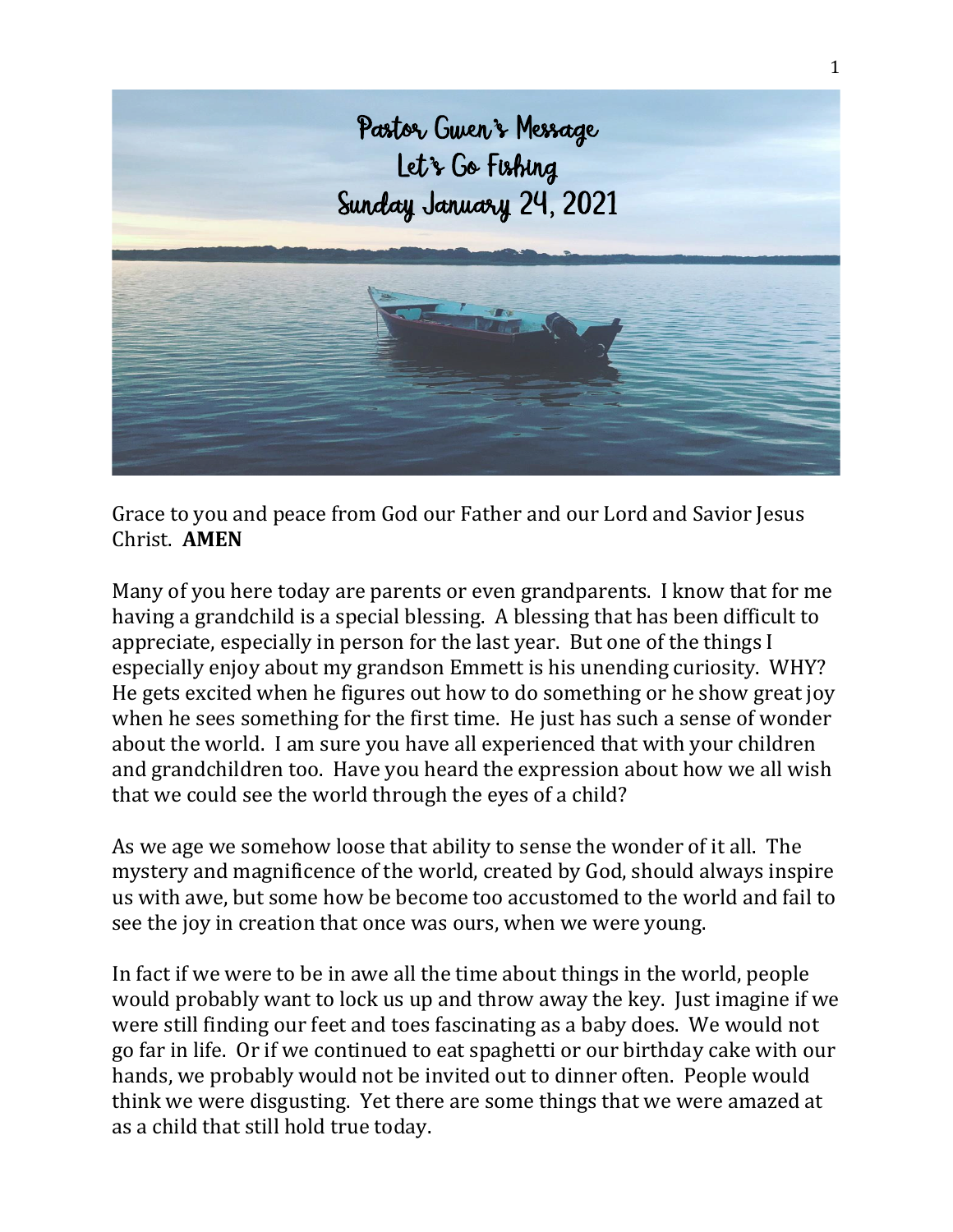# Pastor Gwen's Message
# Let's Go Fishing
# Sunday January 24, 2021

Grace to you and peace from God our Father and our Lord and Savior Jesus Christ. **AMEN**

Many of you here today are parents or even grandparents. I know that for me having a grandchild is a special blessing. A blessing that has been difficult to appreciate, especially in person for the last year. But one of the things I especially enjoy about my grandson Emmett is his unending curiosity. WHY? He gets excited when he figures out how to do something or he show great joy when he sees something for the first time. He just has such a sense of wonder about the world. I am sure you have all experienced that with your children and grandchildren too. Have you heard the expression about how we all wish that we could see the world through the eyes of a child?

As we age we somehow loose that ability to sense the wonder of it all. The mystery and magnificence of the world, created by God, should always inspire us with awe, but some how be become too accustomed to the world and fail to see the joy in creation that once was ours, when we were young.

In fact if we were to be in awe all the time about things in the world, people would probably want to lock us up and throw away the key. Just imagine if we were still finding our feet and toes fascinating as a baby does. We would not go far in life. Or if we continued to eat spaghetti or our birthday cake with our hands, we probably would not be invited out to dinner often. People would think we were disgusting. Yet there are some things that we were amazed at as a child that still hold true today.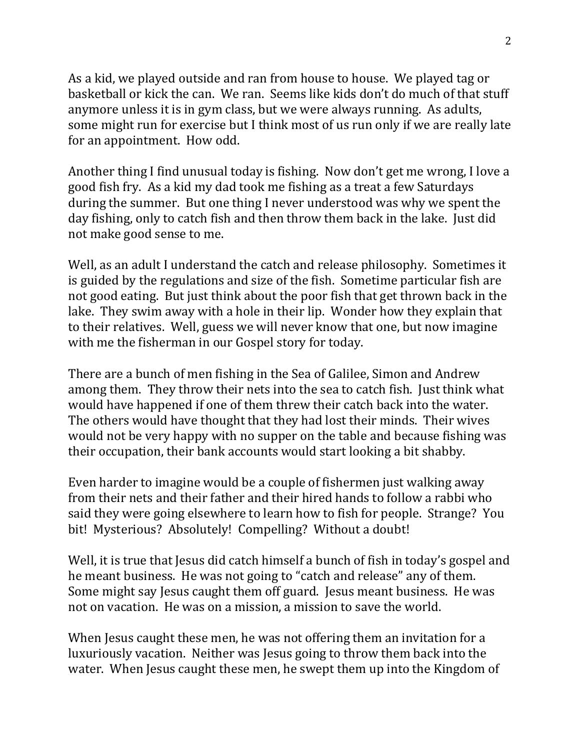As a kid, we played outside and ran from house to house. We played tag or basketball or kick the can. We ran. Seems like kids don't do much of that stuff anymore unless it is in gym class, but we were always running. As adults, some might run for exercise but I think most of us run only if we are really late for an appointment. How odd.

Another thing I find unusual today is fishing. Now don't get me wrong, I love a good fish fry. As a kid my dad took me fishing as a treat a few Saturdays during the summer. But one thing I never understood was why we spent the day fishing, only to catch fish and then throw them back in the lake. Just did not make good sense to me.

Well, as an adult I understand the catch and release philosophy. Sometimes it is guided by the regulations and size of the fish. Sometime particular fish are not good eating. But just think about the poor fish that get thrown back in the lake. They swim away with a hole in their lip. Wonder how they explain that to their relatives. Well, guess we will never know that one, but now imagine with me the fisherman in our Gospel story for today.

There are a bunch of men fishing in the Sea of Galilee, Simon and Andrew among them. They throw their nets into the sea to catch fish. Just think what would have happened if one of them threw their catch back into the water. The others would have thought that they had lost their minds. Their wives would not be very happy with no supper on the table and because fishing was their occupation, their bank accounts would start looking a bit shabby.

Even harder to imagine would be a couple of fishermen just walking away from their nets and their father and their hired hands to follow a rabbi who said they were going elsewhere to learn how to fish for people. Strange? You bit! Mysterious? Absolutely! Compelling? Without a doubt!

Well, it is true that Jesus did catch himself a bunch of fish in today's gospel and he meant business. He was not going to "catch and release" any of them. Some might say Jesus caught them off guard. Jesus meant business. He was not on vacation. He was on a mission, a mission to save the world.

When Jesus caught these men, he was not offering them an invitation for a luxuriously vacation. Neither was Jesus going to throw them back into the water. When Jesus caught these men, he swept them up into the Kingdom of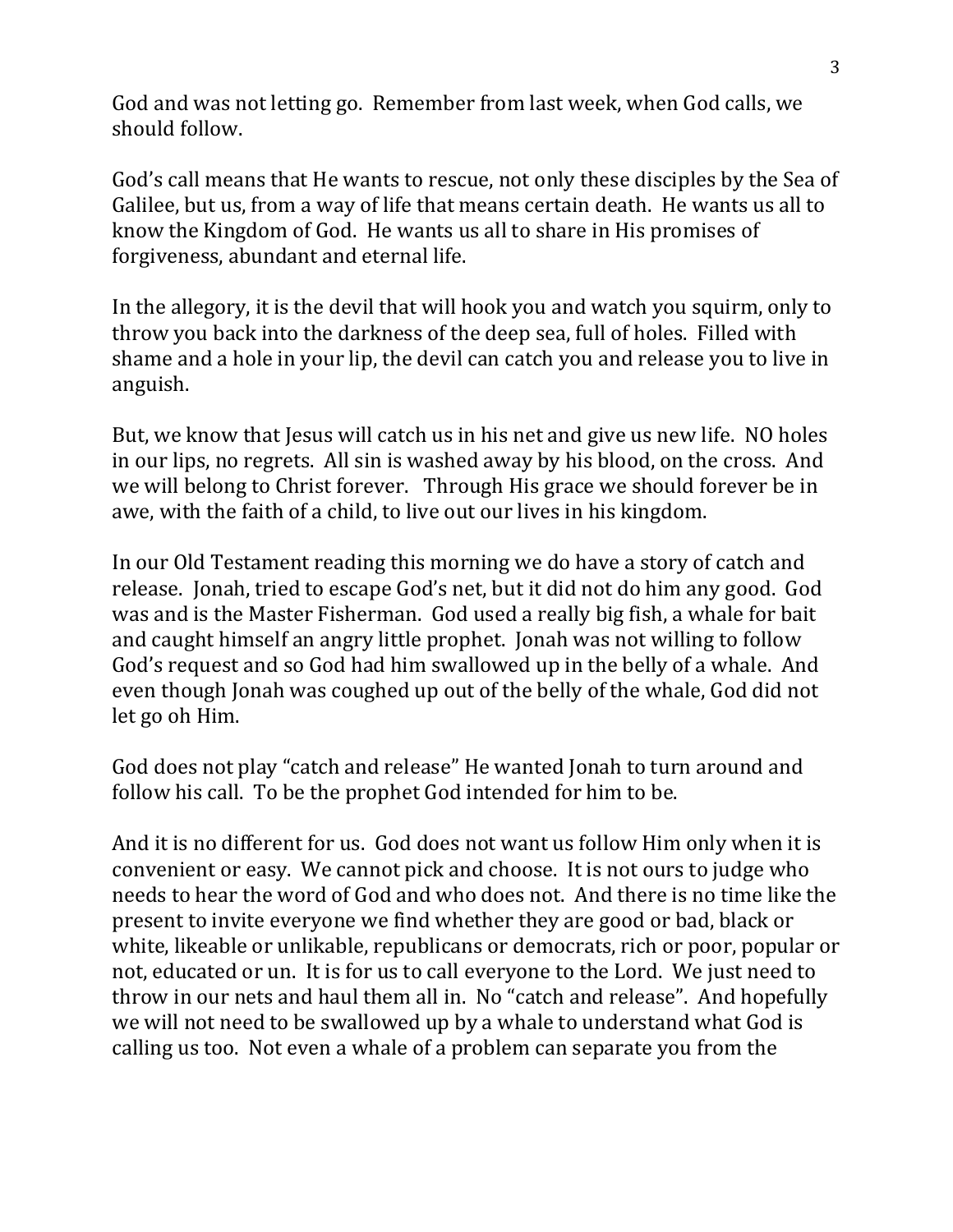God and was not letting go. Remember from last week, when God calls, we should follow.

God's call means that He wants to rescue, not only these disciples by the Sea of Galilee, but us, from a way of life that means certain death. He wants us all to know the Kingdom of God. He wants us all to share in His promises of forgiveness, abundant and eternal life.

In the allegory, it is the devil that will hook you and watch you squirm, only to throw you back into the darkness of the deep sea, full of holes. Filled with shame and a hole in your lip, the devil can catch you and release you to live in anguish.

But, we know that Jesus will catch us in his net and give us new life. NO holes in our lips, no regrets. All sin is washed away by his blood, on the cross. And we will belong to Christ forever. Through His grace we should forever be in awe, with the faith of a child, to live out our lives in his kingdom.

In our Old Testament reading this morning we do have a story of catch and release. Jonah, tried to escape God's net, but it did not do him any good. God was and is the Master Fisherman. God used a really big fish, a whale for bait and caught himself an angry little prophet. Jonah was not willing to follow God's request and so God had him swallowed up in the belly of a whale. And even though Jonah was coughed up out of the belly of the whale, God did not let go oh Him.

God does not play "catch and release" He wanted Jonah to turn around and follow his call. To be the prophet God intended for him to be.

And it is no different for us. God does not want us follow Him only when it is convenient or easy. We cannot pick and choose. It is not ours to judge who needs to hear the word of God and who does not. And there is no time like the present to invite everyone we find whether they are good or bad, black or white, likeable or unlikable, republicans or democrats, rich or poor, popular or not, educated or un. It is for us to call everyone to the Lord. We just need to throw in our nets and haul them all in. No "catch and release". And hopefully we will not need to be swallowed up by a whale to understand what God is calling us too. Not even a whale of a problem can separate you from the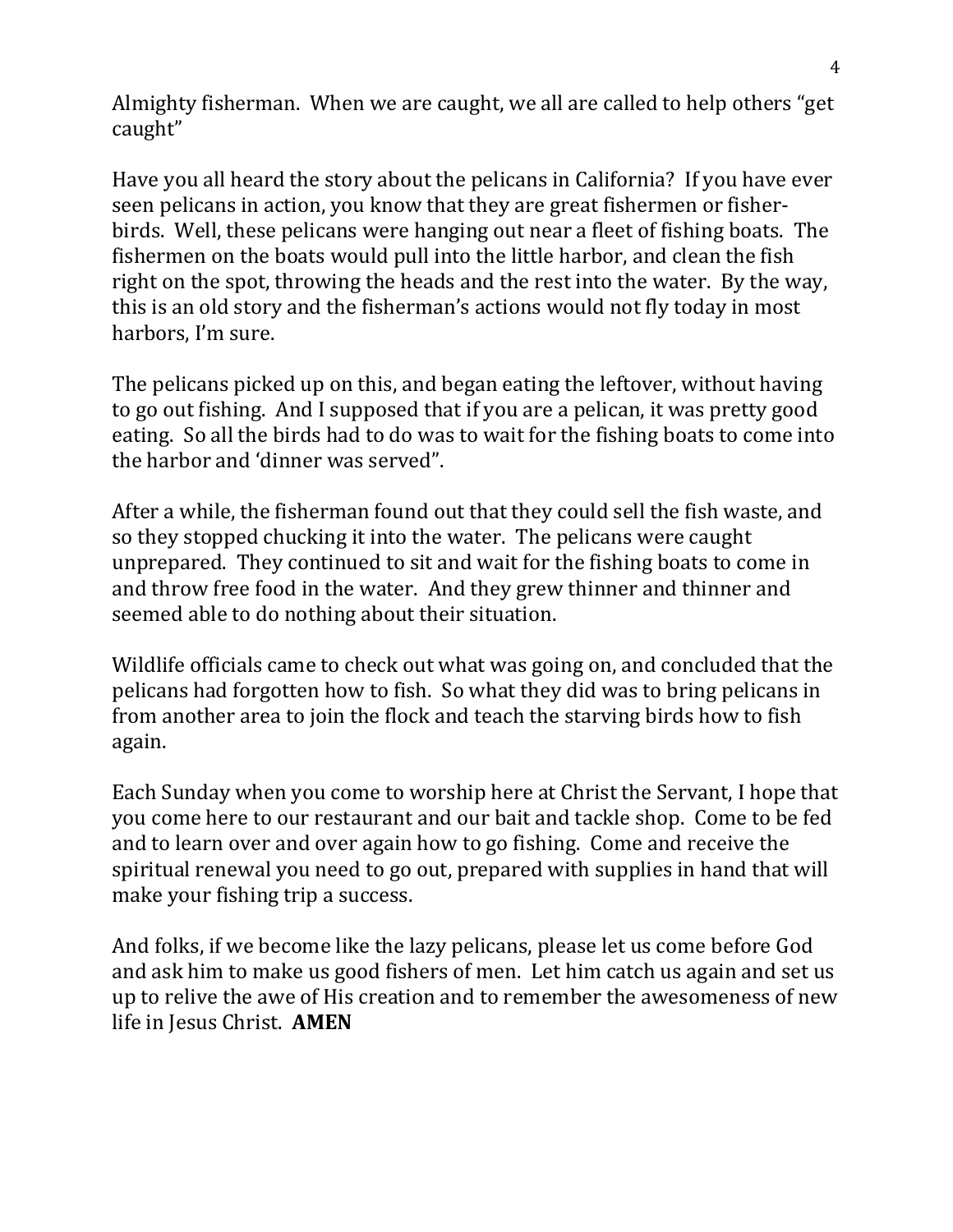Almighty fisherman. When we are caught, we all are called to help others "get caught"

Have you all heard the story about the pelicans in California? If you have ever seen pelicans in action, you know that they are great fishermen or fisher-birds. Well, these pelicans were hanging out near a fleet of fishing boats. The fishermen on the boats would pull into the little harbor, and clean the fish right on the spot, throwing the heads and the rest into the water. By the way, this is an old story and the fisherman's actions would not fly today in most harbors, I'm sure.

The pelicans picked up on this, and began eating the leftover, without having to go out fishing. And I supposed that if you are a pelican, it was pretty good eating. So all the birds had to do was to wait for the fishing boats to come into the harbor and 'dinner was served".

After a while, the fisherman found out that they could sell the fish waste, and so they stopped chucking it into the water. The pelicans were caught unprepared. They continued to sit and wait for the fishing boats to come in and throw free food in the water. And they grew thinner and thinner and seemed able to do nothing about their situation.

Wildlife officials came to check out what was going on, and concluded that the pelicans had forgotten how to fish. So what they did was to bring pelicans in from another area to join the flock and teach the starving birds how to fish again.

Each Sunday when you come to worship here at Christ the Servant, I hope that you come here to our restaurant and our bait and tackle shop. Come to be fed and to learn over and over again how to go fishing. Come and receive the spiritual renewal you need to go out, prepared with supplies in hand that will make your fishing trip a success.

And folks, if we become like the lazy pelicans, please let us come before God and ask him to make us good fishers of men. Let him catch us again and set us up to relive the awe of His creation and to remember the awesomeness of new life in Jesus Christ. **AMEN**